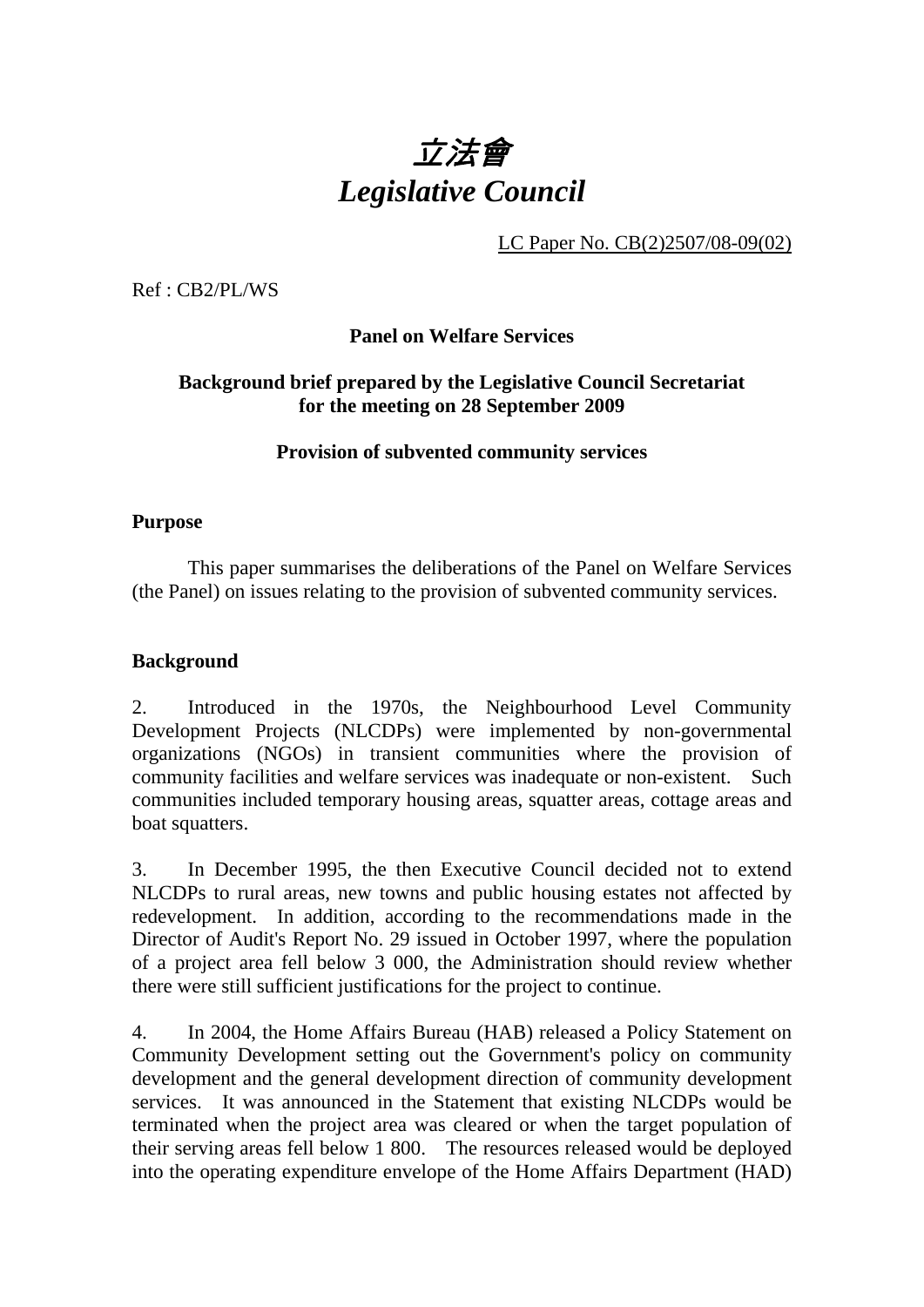# *立法會*
# *Legislative Council*

LC Paper No. CB(2)2507/08-09(02)

Ref : CB2/PL/WS

**Panel on Welfare Services**

**Background brief prepared by the Legislative Council Secretariat for the meeting on 28 September 2009**

**Provision of subvented community services**

**Purpose**

This paper summarises the deliberations of the Panel on Welfare Services (the Panel) on issues relating to the provision of subvented community services.

**Background**

2. Introduced in the 1970s, the Neighbourhood Level Community Development Projects (NLCDPs) were implemented by non-governmental organizations (NGOs) in transient communities where the provision of community facilities and welfare services was inadequate or non-existent. Such communities included temporary housing areas, squatter areas, cottage areas and boat squatters.

3. In December 1995, the then Executive Council decided not to extend NLCDPs to rural areas, new towns and public housing estates not affected by redevelopment. In addition, according to the recommendations made in the Director of Audit's Report No. 29 issued in October 1997, where the population of a project area fell below 3 000, the Administration should review whether there were still sufficient justifications for the project to continue.

4. In 2004, the Home Affairs Bureau (HAB) released a Policy Statement on Community Development setting out the Government's policy on community development and the general development direction of community development services. It was announced in the Statement that existing NLCDPs would be terminated when the project area was cleared or when the target population of their serving areas fell below 1 800. The resources released would be deployed into the operating expenditure envelope of the Home Affairs Department (HAD)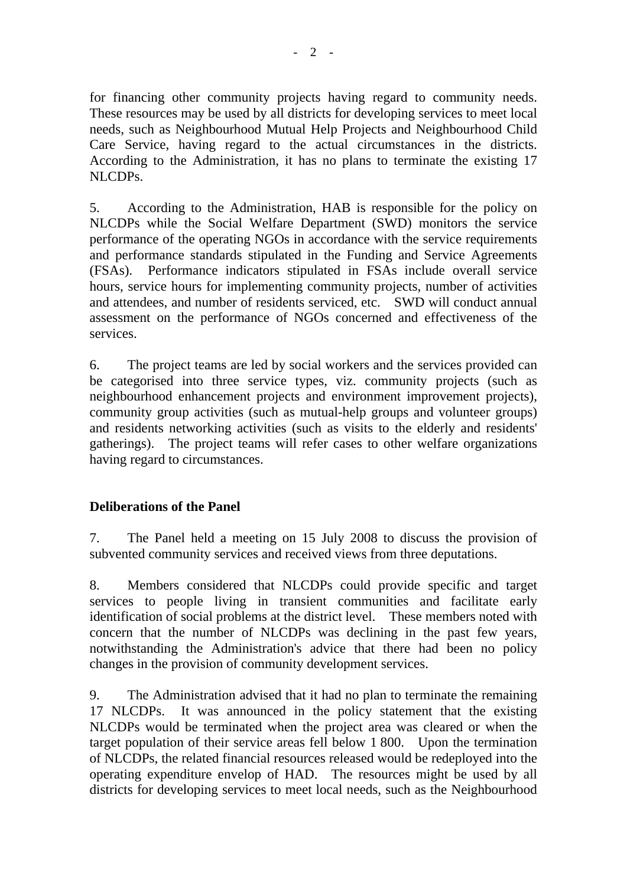for financing other community projects having regard to community needs. These resources may be used by all districts for developing services to meet local needs, such as Neighbourhood Mutual Help Projects and Neighbourhood Child Care Service, having regard to the actual circumstances in the districts. According to the Administration, it has no plans to terminate the existing 17 NLCDPs.

5. According to the Administration, HAB is responsible for the policy on NLCDPs while the Social Welfare Department (SWD) monitors the service performance of the operating NGOs in accordance with the service requirements and performance standards stipulated in the Funding and Service Agreements (FSAs). Performance indicators stipulated in FSAs include overall service hours, service hours for implementing community projects, number of activities and attendees, and number of residents serviced, etc. SWD will conduct annual assessment on the performance of NGOs concerned and effectiveness of the services.

6. The project teams are led by social workers and the services provided can be categorised into three service types, viz. community projects (such as neighbourhood enhancement projects and environment improvement projects), community group activities (such as mutual-help groups and volunteer groups) and residents networking activities (such as visits to the elderly and residents' gatherings). The project teams will refer cases to other welfare organizations having regard to circumstances.

## Deliberations of the Panel

7. The Panel held a meeting on 15 July 2008 to discuss the provision of subvented community services and received views from three deputations.

8. Members considered that NLCDPs could provide specific and target services to people living in transient communities and facilitate early identification of social problems at the district level. These members noted with concern that the number of NLCDPs was declining in the past few years, notwithstanding the Administration's advice that there had been no policy changes in the provision of community development services.

9. The Administration advised that it had no plan to terminate the remaining 17 NLCDPs. It was announced in the policy statement that the existing NLCDPs would be terminated when the project area was cleared or when the target population of their service areas fell below 1 800. Upon the termination of NLCDPs, the related financial resources released would be redeployed into the operating expenditure envelop of HAD. The resources might be used by all districts for developing services to meet local needs, such as the Neighbourhood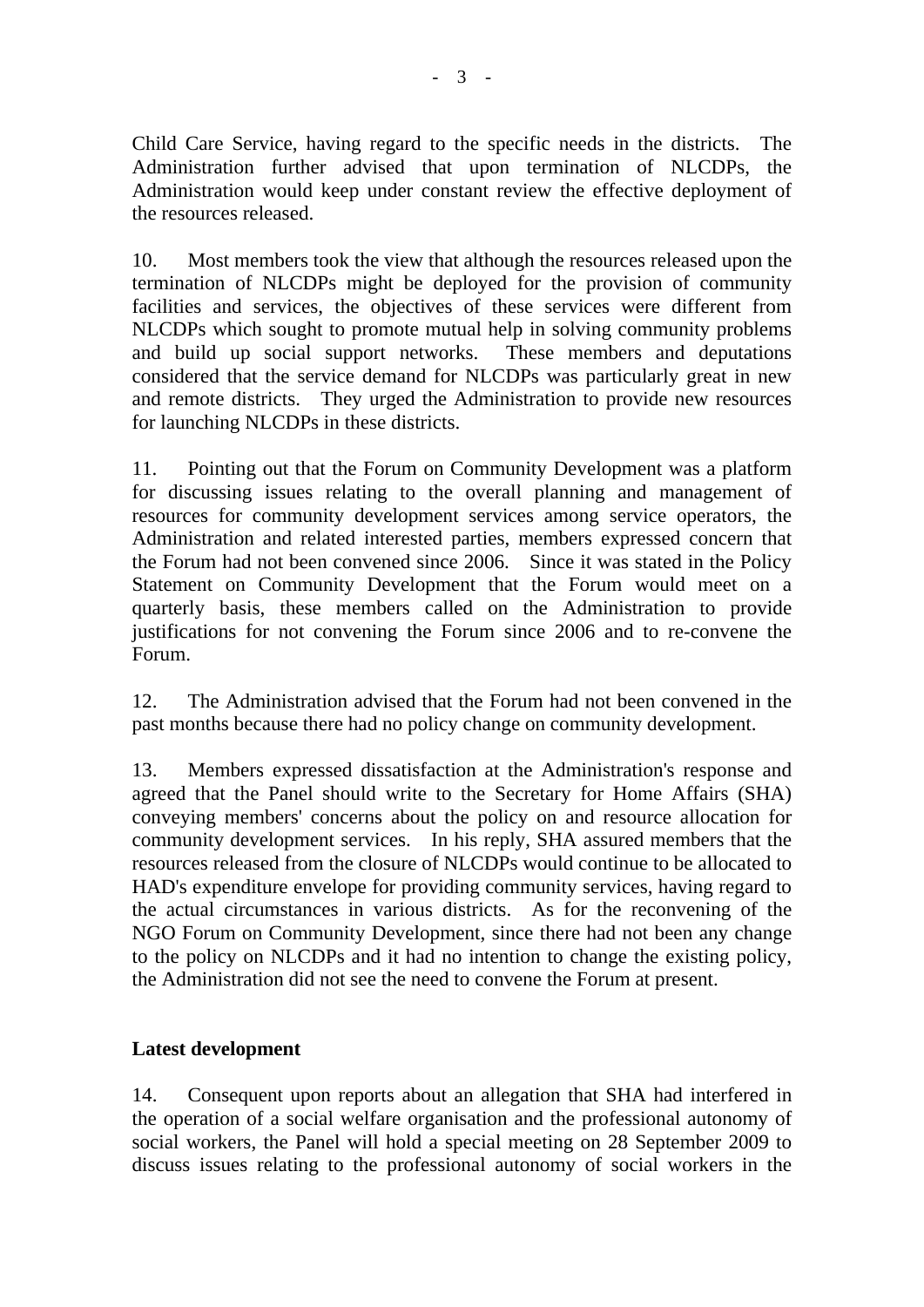Child Care Service, having regard to the specific needs in the districts. The Administration further advised that upon termination of NLCDPs, the Administration would keep under constant review the effective deployment of the resources released.

10. Most members took the view that although the resources released upon the termination of NLCDPs might be deployed for the provision of community facilities and services, the objectives of these services were different from NLCDPs which sought to promote mutual help in solving community problems and build up social support networks. These members and deputations considered that the service demand for NLCDPs was particularly great in new and remote districts. They urged the Administration to provide new resources for launching NLCDPs in these districts.

11. Pointing out that the Forum on Community Development was a platform for discussing issues relating to the overall planning and management of resources for community development services among service operators, the Administration and related interested parties, members expressed concern that the Forum had not been convened since 2006. Since it was stated in the Policy Statement on Community Development that the Forum would meet on a quarterly basis, these members called on the Administration to provide justifications for not convening the Forum since 2006 and to re-convene the Forum.

12. The Administration advised that the Forum had not been convened in the past months because there had no policy change on community development.

13. Members expressed dissatisfaction at the Administration's response and agreed that the Panel should write to the Secretary for Home Affairs (SHA) conveying members' concerns about the policy on and resource allocation for community development services. In his reply, SHA assured members that the resources released from the closure of NLCDPs would continue to be allocated to HAD's expenditure envelope for providing community services, having regard to the actual circumstances in various districts. As for the reconvening of the NGO Forum on Community Development, since there had not been any change to the policy on NLCDPs and it had no intention to change the existing policy, the Administration did not see the need to convene the Forum at present.

**Latest development**

14. Consequent upon reports about an allegation that SHA had interfered in the operation of a social welfare organisation and the professional autonomy of social workers, the Panel will hold a special meeting on 28 September 2009 to discuss issues relating to the professional autonomy of social workers in the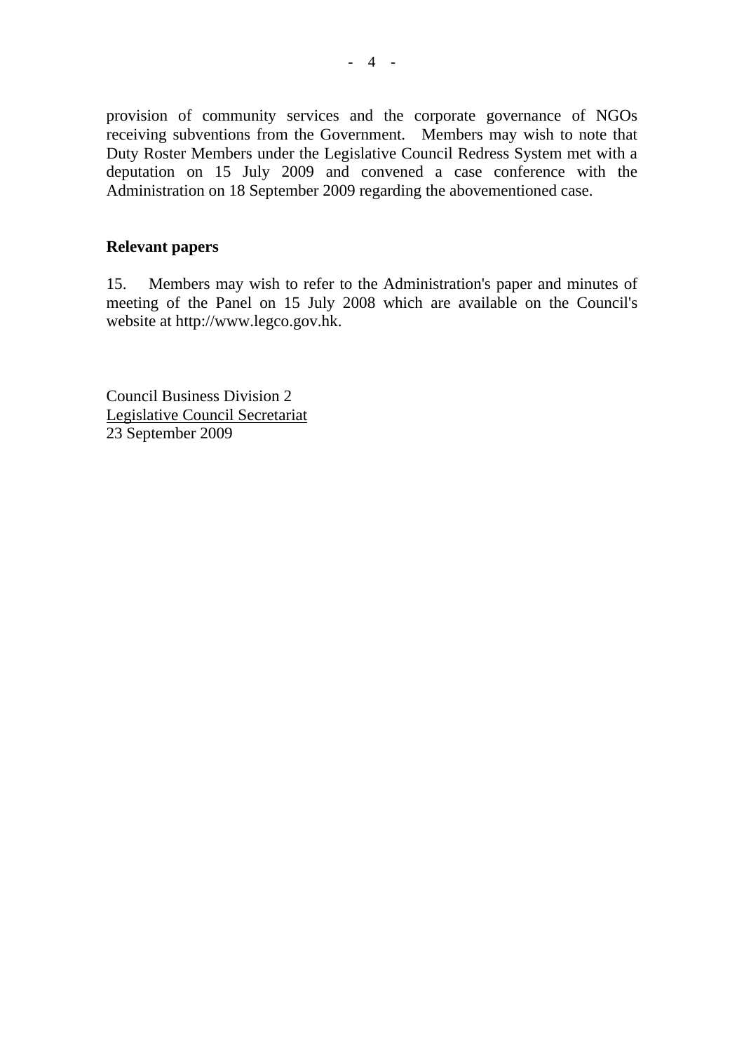provision of community services and the corporate governance of NGOs receiving subventions from the Government. Members may wish to note that Duty Roster Members under the Legislative Council Redress System met with a deputation on 15 July 2009 and convened a case conference with the Administration on 18 September 2009 regarding the abovementioned case.

## Relevant papers

15. Members may wish to refer to the Administration's paper and minutes of meeting of the Panel on 15 July 2008 which are available on the Council's website at http://www.legco.gov.hk.

Council Business Division 2
Legislative Council Secretariat
23 September 2009